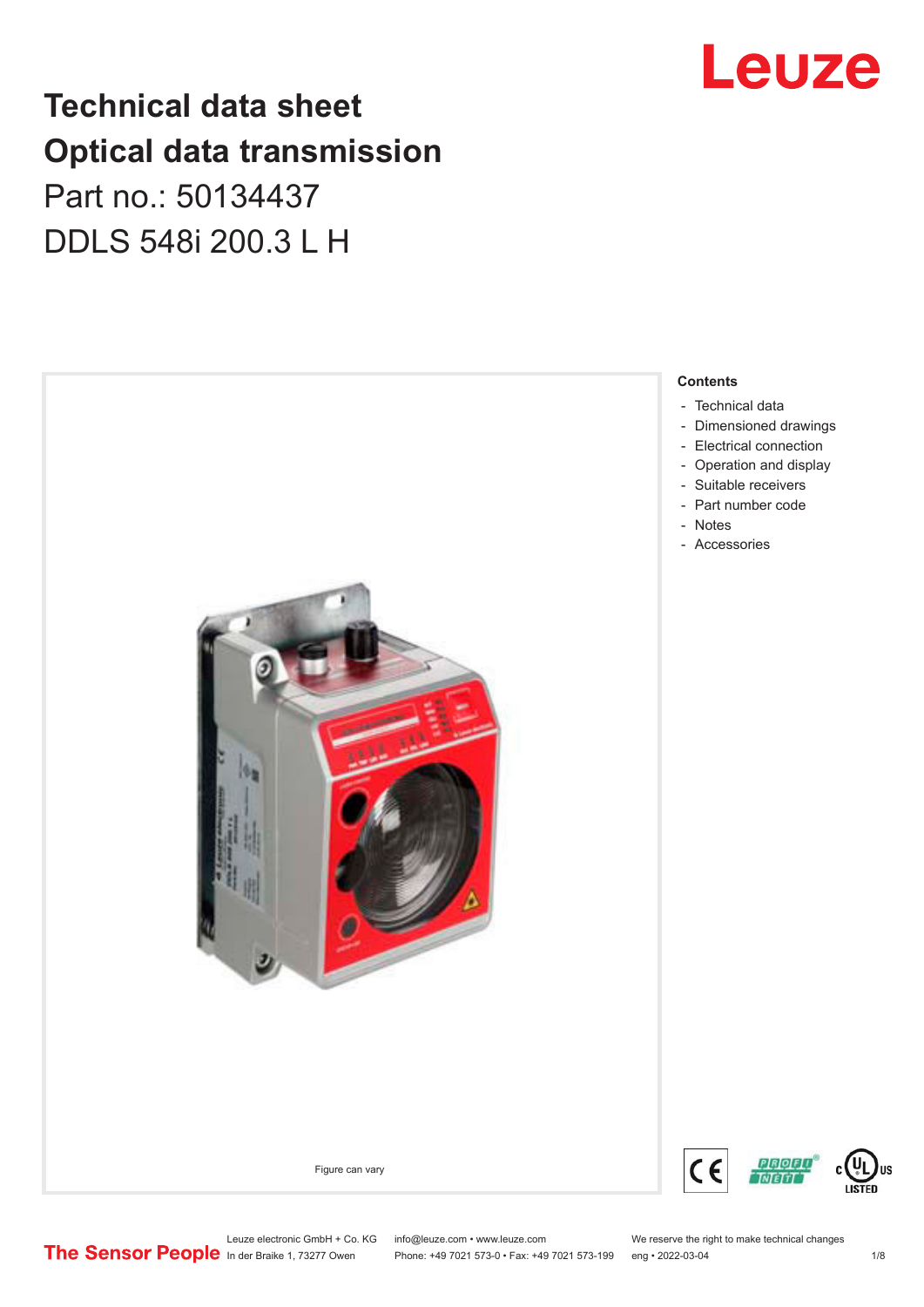# Technical data sheet
# Optical data transmission

Part no.: 50134437

DDLS 548i 200.3 L H

Figure can vary

**Contents**

- Technical data
- Dimensioned drawings
- Electrical connection
- Operation and display
- Suitable receivers
- Part number code
- Notes
- Accessories

Leuze electronic GmbH + Co. KG
In der Braike 1, 73277 Owen

info@leuze.com • www.leuze.com
Phone: +49 7021 573-0 • Fax: +49 7021 573-199

We reserve the right to make technical changes
eng • 2022-03-04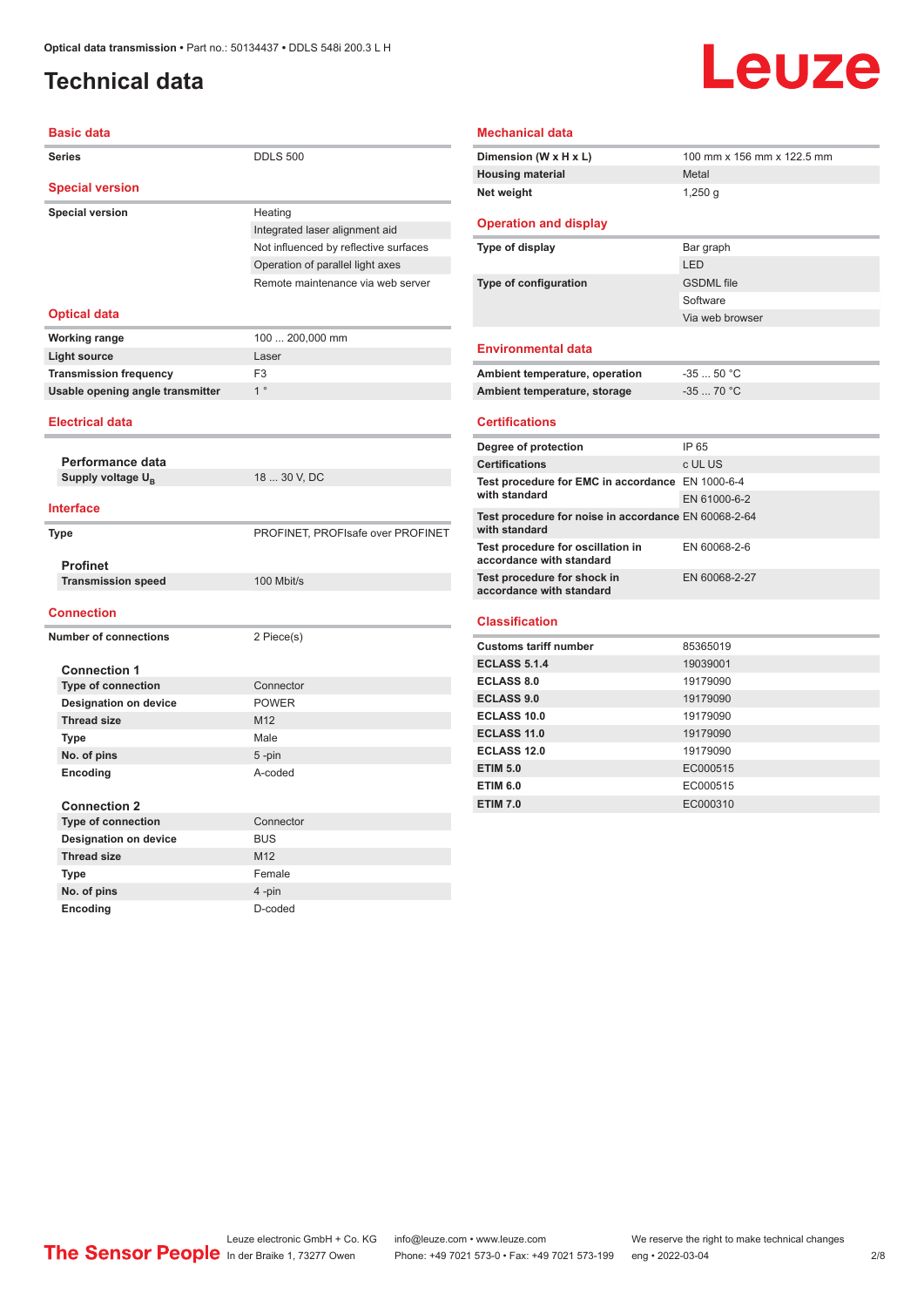# Technical data

## Basic data

| | |
|---|---|
| Series | DDLS 500 |

## Special version

| | |
|---|---|
| Special version | Heating |
| | Integrated laser alignment aid |
| | Not influenced by reflective surfaces |
| | Operation of parallel light axes |
| | Remote maintenance via web server |

## Optical data

| | |
|---|---|
| Working range | 100 ... 200,000 mm |
| Light source | Laser |
| Transmission frequency | F3 |
| Usable opening angle transmitter | 1 ° |

## Electrical data

### Performance data

| | |
|---|---|
| Supply voltage $U_B$ | 18 ... 30 V, DC |

## Interface

| | |
|---|---|
| Type | PROFINET, PROFIsafe over PROFINET |

### Profinet

| | |
|---|---|
| Transmission speed | 100 Mbit/s |

## Connection

| | |
|---|---|
| Number of connections | 2 Piece(s) |

### Connection 1

| | |
|---|---|
| Type of connection | Connector |
| Designation on device | POWER |
| Thread size | M12 |
| Type | Male |
| No. of pins | 5 -pin |
| Encoding | A-coded |

### Connection 2

| | |
|---|---|
| Type of connection | Connector |
| Designation on device | BUS |
| Thread size | M12 |
| Type | Female |
| No. of pins | 4 -pin |
| Encoding | D-coded |

## Mechanical data

| | |
|---|---|
| Dimension (W x H x L) | 100 mm x 156 mm x 122.5 mm |
| Housing material | Metal |
| Net weight | 1,250 g |

## Operation and display

| | |
|---|---|
| Type of display | Bar graph |
| | LED |
| Type of configuration | GSDML file |
| | Software |
| | Via web browser |

## Environmental data

| | |
|---|---|
| Ambient temperature, operation | -35 ... 50 °C |
| Ambient temperature, storage | -35 ... 70 °C |

## Certifications

| | |
|---|---|
| Degree of protection | IP 65 |
| Certifications | c UL US |
| Test procedure for EMC in accordance with standard | EN 1000-6-4 |
| | EN 61000-6-2 |
| Test procedure for noise in accordance with standard | EN 60068-2-64 |
| Test procedure for oscillation in accordance with standard | EN 60068-2-6 |
| Test procedure for shock in accordance with standard | EN 60068-2-27 |

## Classification

| | |
|---|---|
| Customs tariff number | 85365019 |
| ECLASS 5.1.4 | 19039001 |
| ECLASS 8.0 | 19179090 |
| ECLASS 9.0 | 19179090 |
| ECLASS 10.0 | 19179090 |
| ECLASS 11.0 | 19179090 |
| ECLASS 12.0 | 19179090 |
| ETIM 5.0 | EC000515 |
| ETIM 6.0 | EC000515 |
| ETIM 7.0 | EC000310 |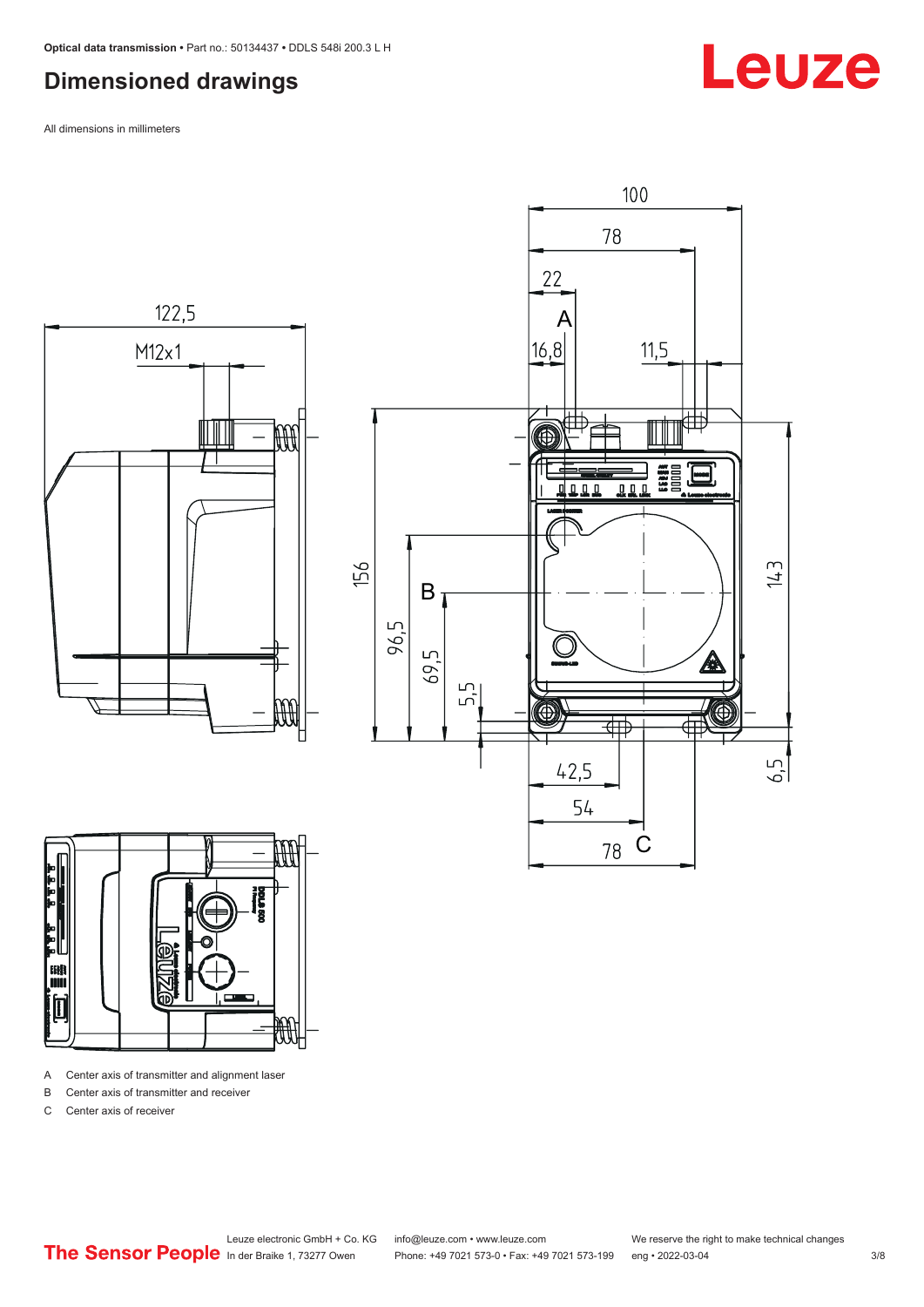## Dimensioned drawings

All dimensions in millimeters

- A Center axis of transmitter and alignment laser
- B Center axis of transmitter and receiver
- C Center axis of receiver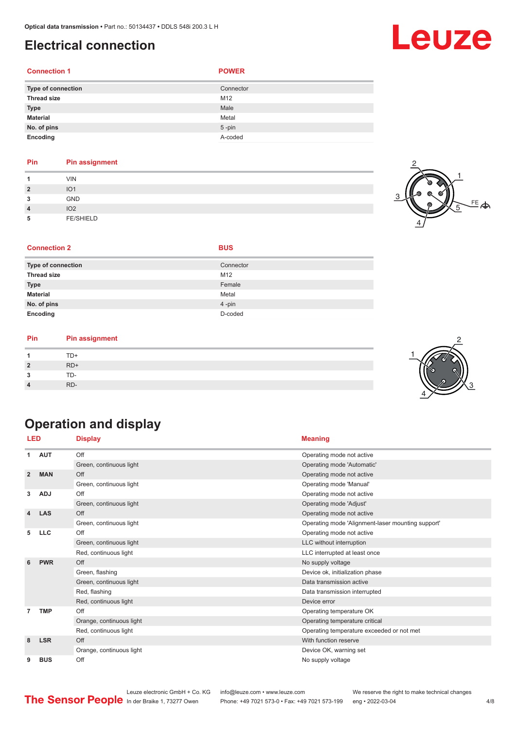# Electrical connection

| Connection 1 | POWER |
|---|---|
| Type of connection | Connector |
| Thread size | M12 |
| Type | Male |
| Material | Metal |
| No. of pins | 5 -pin |
| Encoding | A-coded |

| Pin | Pin assignment |
|---|---|
| 1 | VIN |
| 2 | IO1 |
| 3 | GND |
| 4 | IO2 |
| 5 | FE/SHIELD |

| Connection 2 | BUS |
|---|---|
| Type of connection | Connector |
| Thread size | M12 |
| Type | Female |
| Material | Metal |
| No. of pins | 4 -pin |
| Encoding | D-coded |

| Pin | Pin assignment |
|---|---|
| 1 | TD+ |
| 2 | RD+ |
| 3 | TD- |
| 4 | RD- |

# Operation and display

| LED | | Display | Meaning |
|---|---|---|---|
| 1 | AUT | Off | Operating mode not active |
| | | Green, continuous light | Operating mode 'Automatic' |
| 2 | MAN | Off | Operating mode not active |
| | | Green, continuous light | Operating mode 'Manual' |
| 3 | ADJ | Off | Operating mode not active |
| | | Green, continuous light | Operating mode 'Adjust' |
| 4 | LAS | Off | Operating mode not active |
| | | Green, continuous light | Operating mode 'Alignment-laser mounting support' |
| 5 | LLC | Off | Operating mode not active |
| | | Green, continuous light | LLC without interruption |
| | | Red, continuous light | LLC interrupted at least once |
| 6 | PWR | Off | No supply voltage |
| | | Green, flashing | Device ok, initialization phase |
| | | Green, continuous light | Data transmission active |
| | | Red, flashing | Data transmission interrupted |
| | | Red, continuous light | Device error |
| 7 | TMP | Off | Operating temperature OK |
| | | Orange, continuous light | Operating temperature critical |
| | | Red, continuous light | Operating temperature exceeded or not met |
| 8 | LSR | Off | With function reserve |
| | | Orange, continuous light | Device OK, warning set |
| 9 | BUS | Off | No supply voltage |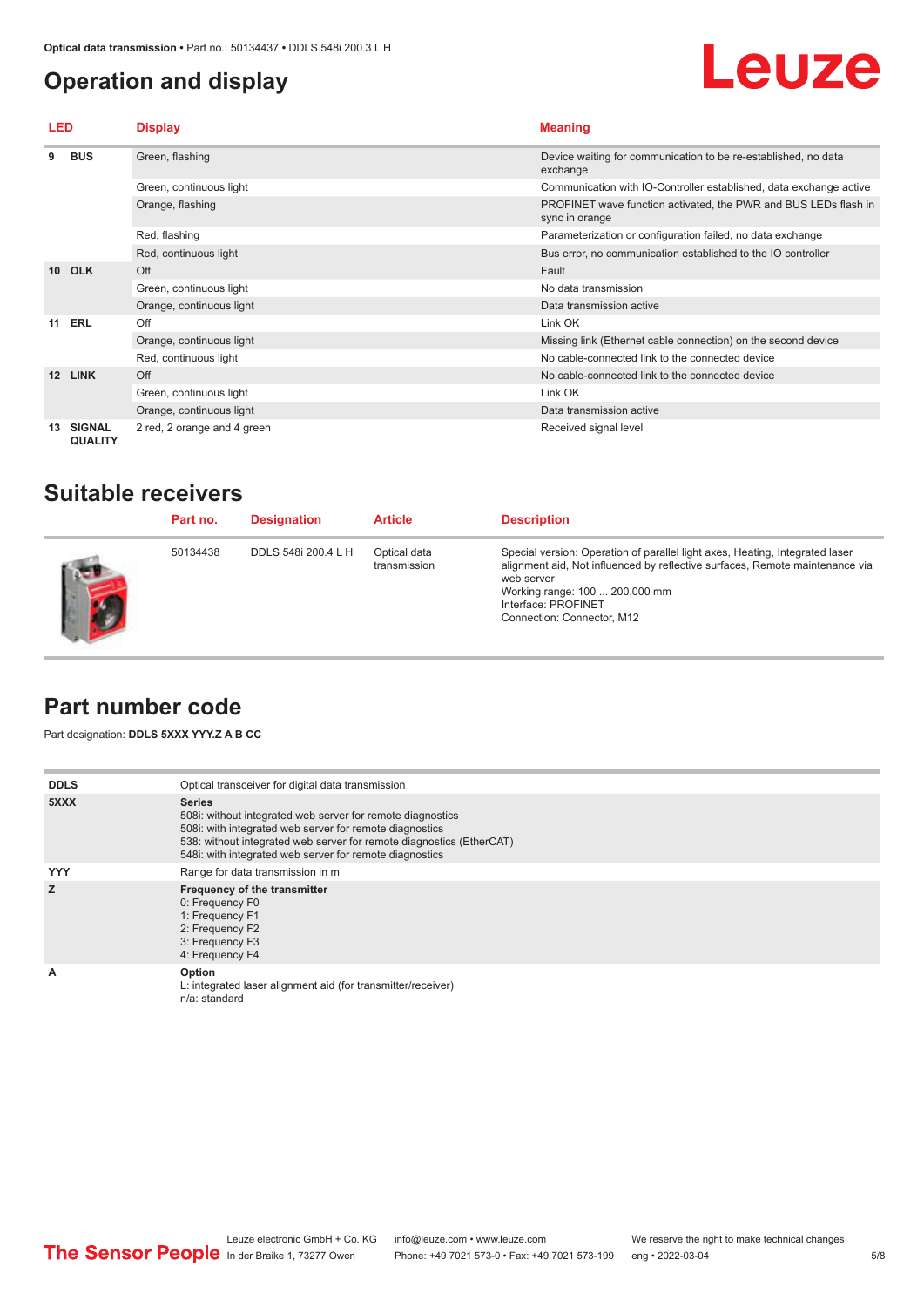# Operation and display

| LED | | Display | Meaning |
|---|---|---|---|
| 9 | BUS | Green, flashing | Device waiting for communication to be re-established, no data exchange |
| | | Green, continuous light | Communication with IO-Controller established, data exchange active |
| | | Orange, flashing | PROFINET wave function activated, the PWR and BUS LEDs flash in sync in orange |
| | | Red, flashing | Parameterization or configuration failed, no data exchange |
| | | Red, continuous light | Bus error, no communication established to the IO controller |
| 10 | OLK | Off | Fault |
| | | Green, continuous light | No data transmission |
| | | Orange, continuous light | Data transmission active |
| 11 | ERL | Off | Link OK |
| | | Orange, continuous light | Missing link (Ethernet cable connection) on the second device |
| | | Red, continuous light | No cable-connected link to the connected device |
| 12 | LINK | Off | No cable-connected link to the connected device |
| | | Green, continuous light | Link OK |
| | | Orange, continuous light | Data transmission active |
| 13 | SIGNAL QUALITY | 2 red, 2 orange and 4 green | Received signal level |

## Suitable receivers

| Part no. | Designation | Article | Description |
|---|---|---|---|
| 50134438 | DDLS 548i 200.4 L H | Optical data transmission | Special version: Operation of parallel light axes, Heating, Integrated laser alignment aid, Not influenced by reflective surfaces, Remote maintenance via web server<br>Working range: 100 ... 200,000 mm<br>Interface: PROFINET<br>Connection: Connector, M12 |

## Part number code

Part designation: **DDLS 5XXX YYY.Z A B CC**

| | |
|---|---|
| **DDLS** | Optical transceiver for digital data transmission |
| **5XXX** | **Series**<br>508i: without integrated web server for remote diagnostics<br>508i: with integrated web server for remote diagnostics<br>538: without integrated web server for remote diagnostics (EtherCAT)<br>548i: with integrated web server for remote diagnostics |
| **YYY** | Range for data transmission in m |
| **Z** | **Frequency of the transmitter**<br>0: Frequency F0<br>1: Frequency F1<br>2: Frequency F2<br>3: Frequency F3<br>4: Frequency F4 |
| **A** | **Option**<br>L: integrated laser alignment aid (for transmitter/receiver)<br>n/a: standard |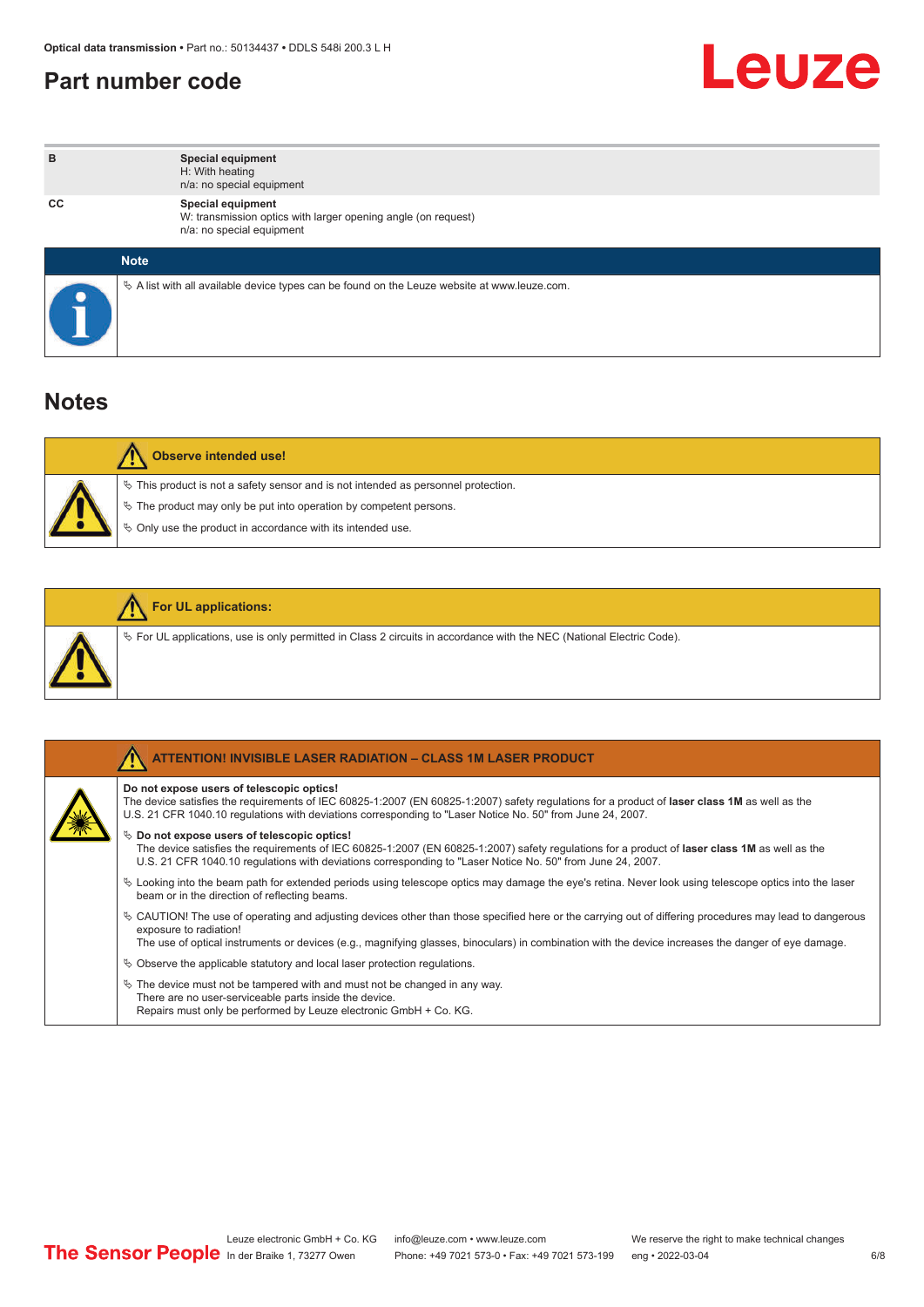## Part number code

| | |
|---|---|
| **B** | **Special equipment**<br>H: With heating<br>n/a: no special equipment |
| **CC** | **Special equipment**<br>W: transmission optics with larger opening angle (on request)<br>n/a: no special equipment |

**Note**

- A list with all available device types can be found on the Leuze website at www.leuze.com.

## Notes

**Observe intended use!**

- This product is not a safety sensor and is not intended as personnel protection.
- The product may only be put into operation by competent persons.
- Only use the product in accordance with its intended use.

**For UL applications:**

- For UL applications, use is only permitted in Class 2 circuits in accordance with the NEC (National Electric Code).

**ATTENTION! INVISIBLE LASER RADIATION – CLASS 1M LASER PRODUCT**

**Do not expose users of telescopic optics!**
The device satisfies the requirements of IEC 60825-1:2007 (EN 60825-1:2007) safety regulations for a product of **laser class 1M** as well as the U.S. 21 CFR 1040.10 regulations with deviations corresponding to "Laser Notice No. 50" from June 24, 2007.

- **Do not expose users of telescopic optics!**
  The device satisfies the requirements of IEC 60825-1:2007 (EN 60825-1:2007) safety regulations for a product of **laser class 1M** as well as the U.S. 21 CFR 1040.10 regulations with deviations corresponding to "Laser Notice No. 50" from June 24, 2007.
- Looking into the beam path for extended periods using telescope optics may damage the eye's retina. Never look using telescope optics into the laser beam or in the direction of reflecting beams.
- CAUTION! The use of operating and adjusting devices other than those specified here or the carrying out of differing procedures may lead to dangerous exposure to radiation!
  The use of optical instruments or devices (e.g., magnifying glasses, binoculars) in combination with the device increases the danger of eye damage.
- Observe the applicable statutory and local laser protection regulations.
- The device must not be tampered with and must not be changed in any way.
  There are no user-serviceable parts inside the device.
  Repairs must only be performed by Leuze electronic GmbH + Co. KG.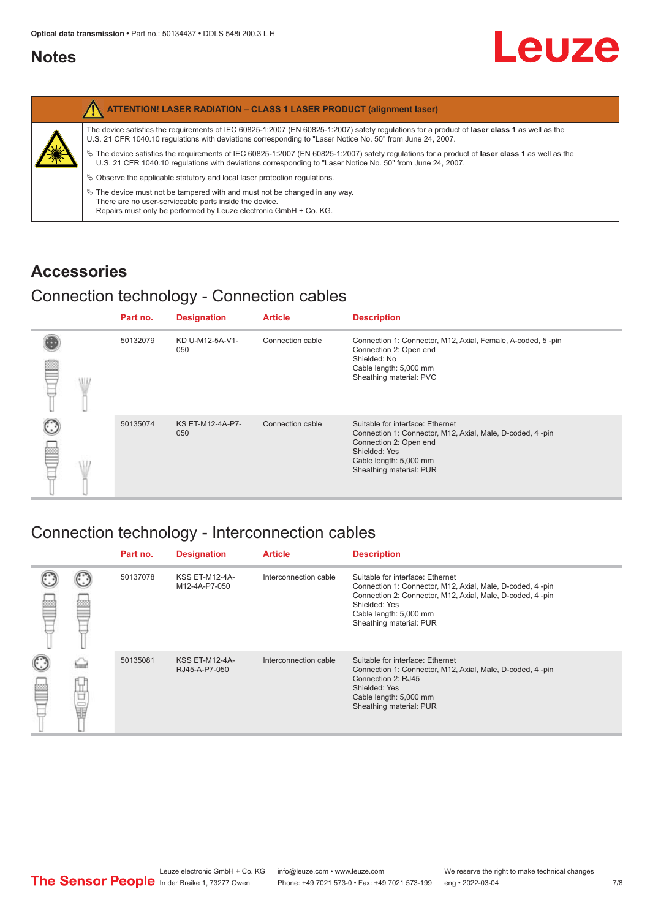# Notes

| ATTENTION! LASER RADIATION – CLASS 1 LASER PRODUCT (alignment laser) |
|---|
| The device satisfies the requirements of IEC 60825-1:2007 (EN 60825-1:2007) safety regulations for a product of **laser class 1** as well as the U.S. 21 CFR 1040.10 regulations with deviations corresponding to "Laser Notice No. 50" from June 24, 2007.<br>↳ The device satisfies the requirements of IEC 60825-1:2007 (EN 60825-1:2007) safety regulations for a product of **laser class 1** as well as the U.S. 21 CFR 1040.10 regulations with deviations corresponding to "Laser Notice No. 50" from June 24, 2007.<br>↳ Observe the applicable statutory and local laser protection regulations.<br>↳ The device must not be tampered with and must not be changed in any way. There are no user-serviceable parts inside the device. Repairs must only be performed by Leuze electronic GmbH + Co. KG. |

# Accessories

## Connection technology - Connection cables

| Part no. | Designation | Article | Description |
|---|---|---|---|
| 50132079 | KD U-M12-5A-V1-050 | Connection cable | Connection 1: Connector, M12, Axial, Female, A-coded, 5 -pin<br>Connection 2: Open end<br>Shielded: No<br>Cable length: 5,000 mm<br>Sheathing material: PVC |
| 50135074 | KS ET-M12-4A-P7-050 | Connection cable | Suitable for interface: Ethernet<br>Connection 1: Connector, M12, Axial, Male, D-coded, 4 -pin<br>Connection 2: Open end<br>Shielded: Yes<br>Cable length: 5,000 mm<br>Sheathing material: PUR |

## Connection technology - Interconnection cables

| Part no. | Designation | Article | Description |
|---|---|---|---|
| 50137078 | KSS ET-M12-4A-M12-4A-P7-050 | Interconnection cable | Suitable for interface: Ethernet<br>Connection 1: Connector, M12, Axial, Male, D-coded, 4 -pin<br>Connection 2: Connector, M12, Axial, Male, D-coded, 4 -pin<br>Shielded: Yes<br>Cable length: 5,000 mm<br>Sheathing material: PUR |
| 50135081 | KSS ET-M12-4A-RJ45-A-P7-050 | Interconnection cable | Suitable for interface: Ethernet<br>Connection 1: Connector, M12, Axial, Male, D-coded, 4 -pin<br>Connection 2: RJ45<br>Shielded: Yes<br>Cable length: 5,000 mm<br>Sheathing material: PUR |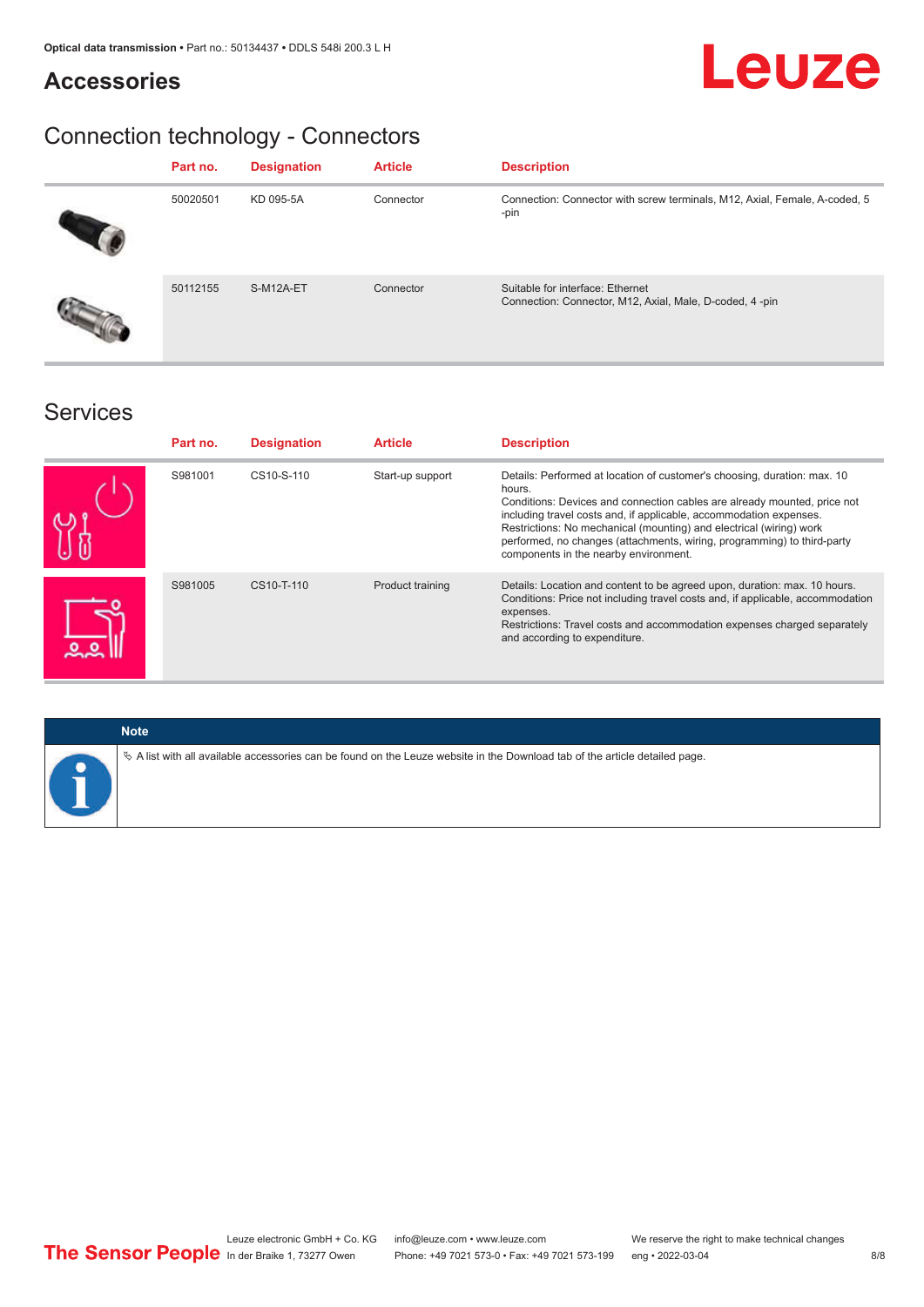## Accessories

## Connection technology - Connectors

| | Part no. | Designation | Article | Description |
|---|---|---|---|---|
| | 50020501 | KD 095-5A | Connector | Connection: Connector with screw terminals, M12, Axial, Female, A-coded, 5 -pin |
| | 50112155 | S-M12A-ET | Connector | Suitable for interface: Ethernet<br>Connection: Connector, M12, Axial, Male, D-coded, 4 -pin |

## Services

| | Part no. | Designation | Article | Description |
|---|---|---|---|---|
| | S981001 | CS10-S-110 | Start-up support | Details: Performed at location of customer's choosing, duration: max. 10 hours.<br>Conditions: Devices and connection cables are already mounted, price not including travel costs and, if applicable, accommodation expenses.<br>Restrictions: No mechanical (mounting) and electrical (wiring) work performed, no changes (attachments, wiring, programming) to third-party components in the nearby environment. |
| | S981005 | CS10-T-110 | Product training | Details: Location and content to be agreed upon, duration: max. 10 hours.<br>Conditions: Price not including travel costs and, if applicable, accommodation expenses.<br>Restrictions: Travel costs and accommodation expenses charged separately and according to expenditure. |

**Note**

↳ A list with all available accessories can be found on the Leuze website in the Download tab of the article detailed page.